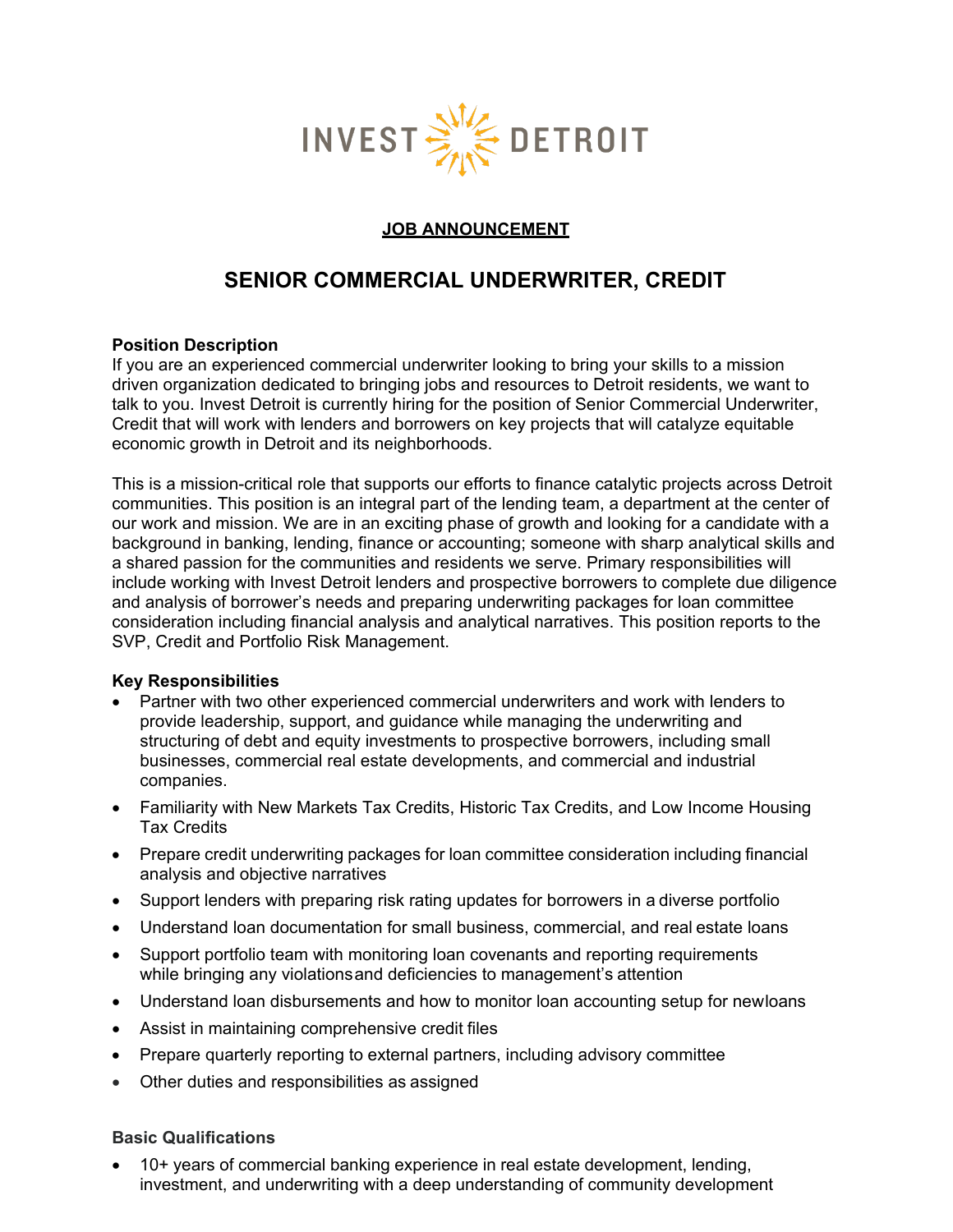INVEST DETROIT

**JOB ANNOUNCEMENT**

# SENIOR COMMERCIAL UNDERWRITER, CREDIT

**Position Description**

If you are an experienced commercial underwriter looking to bring your skills to a mission driven organization dedicated to bringing jobs and resources to Detroit residents, we want to talk to you. Invest Detroit is currently hiring for the position of Senior Commercial Underwriter, Credit that will work with lenders and borrowers on key projects that will catalyze equitable economic growth in Detroit and its neighborhoods.

This is a mission-critical role that supports our efforts to finance catalytic projects across Detroit communities. This position is an integral part of the lending team, a department at the center of our work and mission. We are in an exciting phase of growth and looking for a candidate with a background in banking, lending, finance or accounting; someone with sharp analytical skills and a shared passion for the communities and residents we serve. Primary responsibilities will include working with Invest Detroit lenders and prospective borrowers to complete due diligence and analysis of borrower's needs and preparing underwriting packages for loan committee consideration including financial analysis and analytical narratives. This position reports to the SVP, Credit and Portfolio Risk Management.

**Key Responsibilities**

- Partner with two other experienced commercial underwriters and work with lenders to provide leadership, support, and guidance while managing the underwriting and structuring of debt and equity investments to prospective borrowers, including small businesses, commercial real estate developments, and commercial and industrial companies.
- Familiarity with New Markets Tax Credits, Historic Tax Credits, and Low Income Housing Tax Credits
- Prepare credit underwriting packages for loan committee consideration including financial analysis and objective narratives
- Support lenders with preparing risk rating updates for borrowers in a diverse portfolio
- Understand loan documentation for small business, commercial, and real estate loans
- Support portfolio team with monitoring loan covenants and reporting requirements while bringing any violations and deficiencies to management's attention
- Understand loan disbursements and how to monitor loan accounting setup for new loans
- Assist in maintaining comprehensive credit files
- Prepare quarterly reporting to external partners, including advisory committee
- Other duties and responsibilities as assigned

**Basic Qualifications**

- 10+ years of commercial banking experience in real estate development, lending, investment, and underwriting with a deep understanding of community development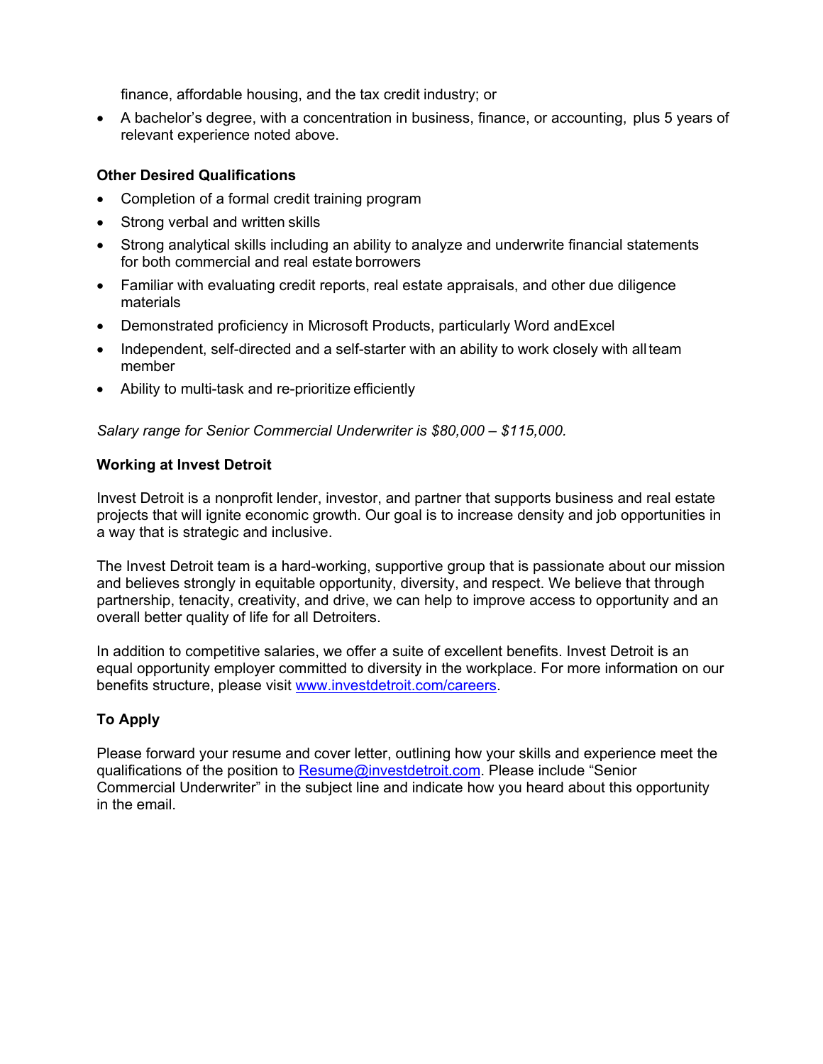finance, affordable housing, and the tax credit industry; or

- A bachelor's degree, with a concentration in business, finance, or accounting, plus 5 years of relevant experience noted above.

**Other Desired Qualifications**

- Completion of a formal credit training program
- Strong verbal and written skills
- Strong analytical skills including an ability to analyze and underwrite financial statements for both commercial and real estate borrowers
- Familiar with evaluating credit reports, real estate appraisals, and other due diligence materials
- Demonstrated proficiency in Microsoft Products, particularly Word andExcel
- Independent, self-directed and a self-starter with an ability to work closely with allteam member
- Ability to multi-task and re-prioritize efficiently

*Salary range for Senior Commercial Underwriter is $80,000 – $115,000.*

**Working at Invest Detroit**

Invest Detroit is a nonprofit lender, investor, and partner that supports business and real estate projects that will ignite economic growth. Our goal is to increase density and job opportunities in a way that is strategic and inclusive.

The Invest Detroit team is a hard-working, supportive group that is passionate about our mission and believes strongly in equitable opportunity, diversity, and respect. We believe that through partnership, tenacity, creativity, and drive, we can help to improve access to opportunity and an overall better quality of life for all Detroiters.

In addition to competitive salaries, we offer a suite of excellent benefits. Invest Detroit is an equal opportunity employer committed to diversity in the workplace. For more information on our benefits structure, please visit [www.investdetroit.com/careers](http://www.investdetroit.com/careers).

**To Apply**

Please forward your resume and cover letter, outlining how your skills and experience meet the qualifications of the position to [Resume@investdetroit.com](mailto:Resume@investdetroit.com). Please include "Senior Commercial Underwriter" in the subject line and indicate how you heard about this opportunity in the email.